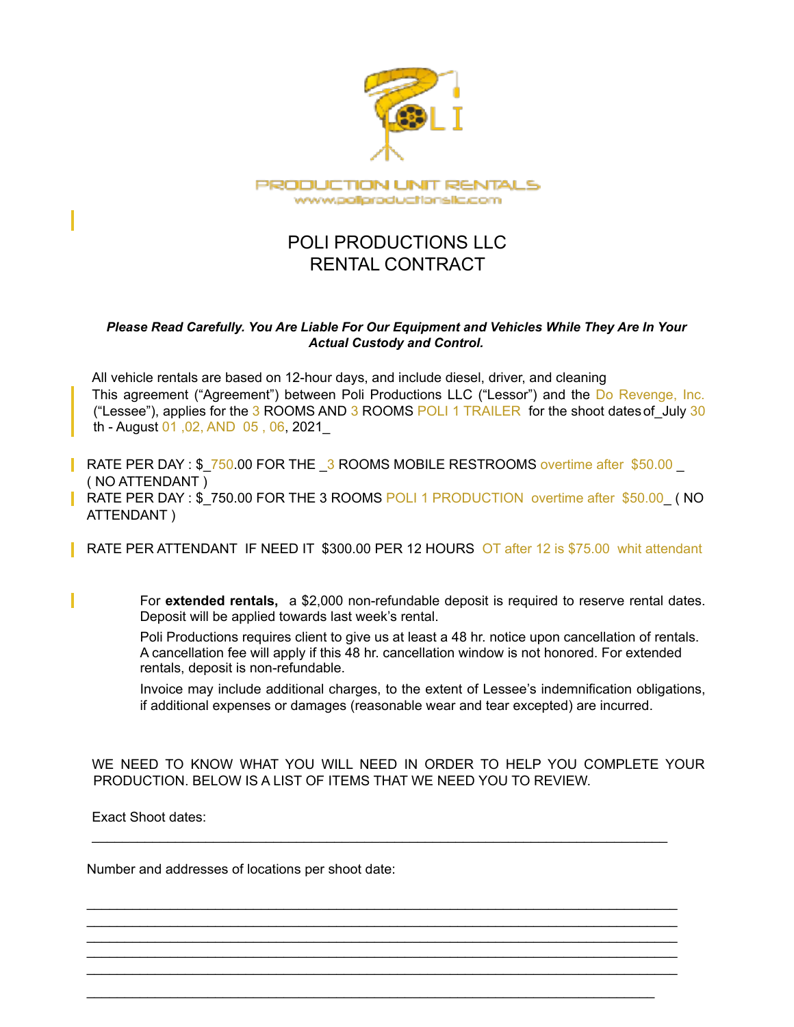POLI

PRODUCTION UNIT RENTALS
www.poliproductionsllc.com

# POLI PRODUCTIONS LLC
# RENTAL CONTRACT

***Please Read Carefully. You Are Liable For Our Equipment and Vehicles While They Are In Your Actual Custody and Control.***

All vehicle rentals are based on 12-hour days, and include diesel, driver, and cleaning
This agreement ("Agreement") between Poli Productions LLC ("Lessor") and the Do Revenge, Inc. ("Lessee"), applies for the 3 ROOMS AND 3 ROOMS POLI 1 TRAILER for the shoot dates of_July 30 th - August 01 ,02, AND 05 , 06, 2021_

RATE PER DAY : $_750.00 FOR THE _3 ROOMS MOBILE RESTROOMS overtime after $50.00 _ ( NO ATTENDANT )
RATE PER DAY : $_750.00 FOR THE 3 ROOMS POLI 1 PRODUCTION overtime after $50.00_ ( NO ATTENDANT )

RATE PER ATTENDANT IF NEED IT $300.00 PER 12 HOURS OT after 12 is $75.00 whit attendant

For **extended rentals,** a $2,000 non-refundable deposit is required to reserve rental dates. Deposit will be applied towards last week's rental.

Poli Productions requires client to give us at least a 48 hr. notice upon cancellation of rentals. A cancellation fee will apply if this 48 hr. cancellation window is not honored. For extended rentals, deposit is non-refundable.

Invoice may include additional charges, to the extent of Lessee's indemnification obligations, if additional expenses or damages (reasonable wear and tear excepted) are incurred.

WE NEED TO KNOW WHAT YOU WILL NEED IN ORDER TO HELP YOU COMPLETE YOUR PRODUCTION. BELOW IS A LIST OF ITEMS THAT WE NEED YOU TO REVIEW.

Exact Shoot dates:

_______________________________________________________________________________

Number and addresses of locations per shoot date:

_______________________________________________________________________________
_______________________________________________________________________________
_______________________________________________________________________________
_______________________________________________________________________________
_______________________________________________________________________________
_______________________________________________________________________________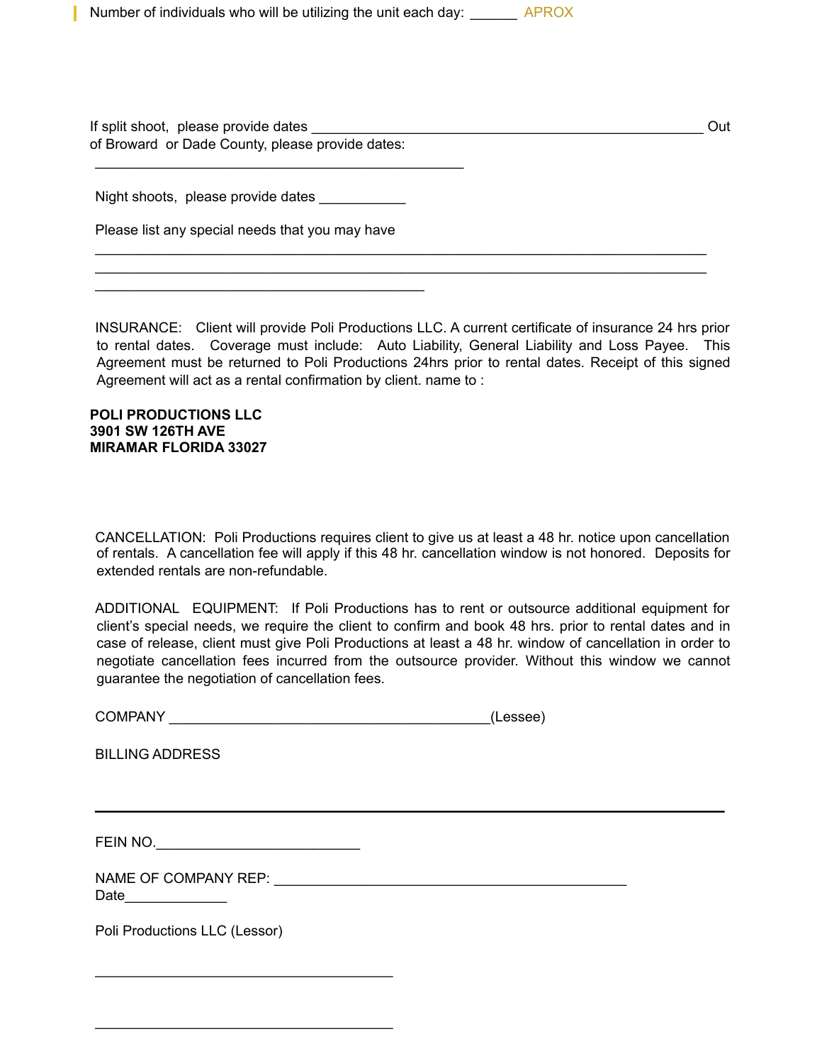Number of individuals who will be utilizing the unit each day: ______ APROX

If split shoot, please provide dates ____________________________________________________ Out of Broward or Dade County, please provide dates:

________________________________________________

Night shoots, please provide dates ___________

Please list any special needs that you may have

________________________________________________________________________________
________________________________________________________________________________
___________________________________________

INSURANCE: Client will provide Poli Productions LLC. A current certificate of insurance 24 hrs prior to rental dates. Coverage must include: Auto Liability, General Liability and Loss Payee. This Agreement must be returned to Poli Productions 24hrs prior to rental dates. Receipt of this signed Agreement will act as a rental confirmation by client. name to :

**POLI PRODUCTIONS LLC**
**3901 SW 126TH AVE**
**MIRAMAR FLORIDA 33027**

CANCELLATION: Poli Productions requires client to give us at least a 48 hr. notice upon cancellation of rentals. A cancellation fee will apply if this 48 hr. cancellation window is not honored. Deposits for extended rentals are non-refundable.

ADDITIONAL EQUIPMENT: If Poli Productions has to rent or outsource additional equipment for client's special needs, we require the client to confirm and book 48 hrs. prior to rental dates and in case of release, client must give Poli Productions at least a 48 hr. window of cancellation in order to negotiate cancellation fees incurred from the outsource provider. Without this window we cannot guarantee the negotiation of cancellation fees.

COMPANY __________________________________________(Lessee)

BILLING ADDRESS

________________________________________________________________________________

FEIN NO.__________________________

NAME OF COMPANY REP: _____________________________________________
Date_____________

Poli Productions LLC (Lessor)

_______________________________________

_______________________________________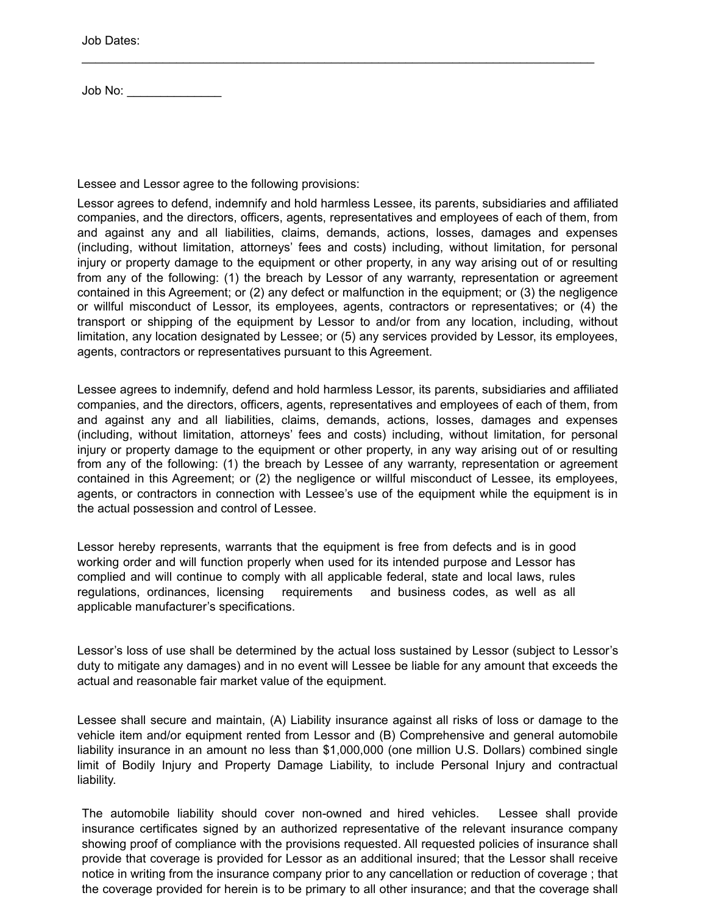Job Dates: ___________________________________________________________________________

Job No: ______________

Lessee and Lessor agree to the following provisions:

Lessor agrees to defend, indemnify and hold harmless Lessee, its parents, subsidiaries and affiliated companies, and the directors, officers, agents, representatives and employees of each of them, from and against any and all liabilities, claims, demands, actions, losses, damages and expenses (including, without limitation, attorneys' fees and costs) including, without limitation, for personal injury or property damage to the equipment or other property, in any way arising out of or resulting from any of the following: (1) the breach by Lessor of any warranty, representation or agreement contained in this Agreement; or (2) any defect or malfunction in the equipment; or (3) the negligence or willful misconduct of Lessor, its employees, agents, contractors or representatives; or (4) the transport or shipping of the equipment by Lessor to and/or from any location, including, without limitation, any location designated by Lessee; or (5) any services provided by Lessor, its employees, agents, contractors or representatives pursuant to this Agreement.

Lessee agrees to indemnify, defend and hold harmless Lessor, its parents, subsidiaries and affiliated companies, and the directors, officers, agents, representatives and employees of each of them, from and against any and all liabilities, claims, demands, actions, losses, damages and expenses (including, without limitation, attorneys' fees and costs) including, without limitation, for personal injury or property damage to the equipment or other property, in any way arising out of or resulting from any of the following: (1) the breach by Lessee of any warranty, representation or agreement contained in this Agreement; or (2) the negligence or willful misconduct of Lessee, its employees, agents, or contractors in connection with Lessee's use of the equipment while the equipment is in the actual possession and control of Lessee.

Lessor hereby represents, warrants that the equipment is free from defects and is in good working order and will function properly when used for its intended purpose and Lessor has complied and will continue to comply with all applicable federal, state and local laws, rules regulations, ordinances, licensing requirements and business codes, as well as all applicable manufacturer's specifications.

Lessor's loss of use shall be determined by the actual loss sustained by Lessor (subject to Lessor's duty to mitigate any damages) and in no event will Lessee be liable for any amount that exceeds the actual and reasonable fair market value of the equipment.

Lessee shall secure and maintain, (A) Liability insurance against all risks of loss or damage to the vehicle item and/or equipment rented from Lessor and (B) Comprehensive and general automobile liability insurance in an amount no less than $1,000,000 (one million U.S. Dollars) combined single limit of Bodily Injury and Property Damage Liability, to include Personal Injury and contractual liability.

The automobile liability should cover non-owned and hired vehicles. Lessee shall provide insurance certificates signed by an authorized representative of the relevant insurance company showing proof of compliance with the provisions requested. All requested policies of insurance shall provide that coverage is provided for Lessor as an additional insured; that the Lessor shall receive notice in writing from the insurance company prior to any cancellation or reduction of coverage ; that the coverage provided for herein is to be primary to all other insurance; and that the coverage shall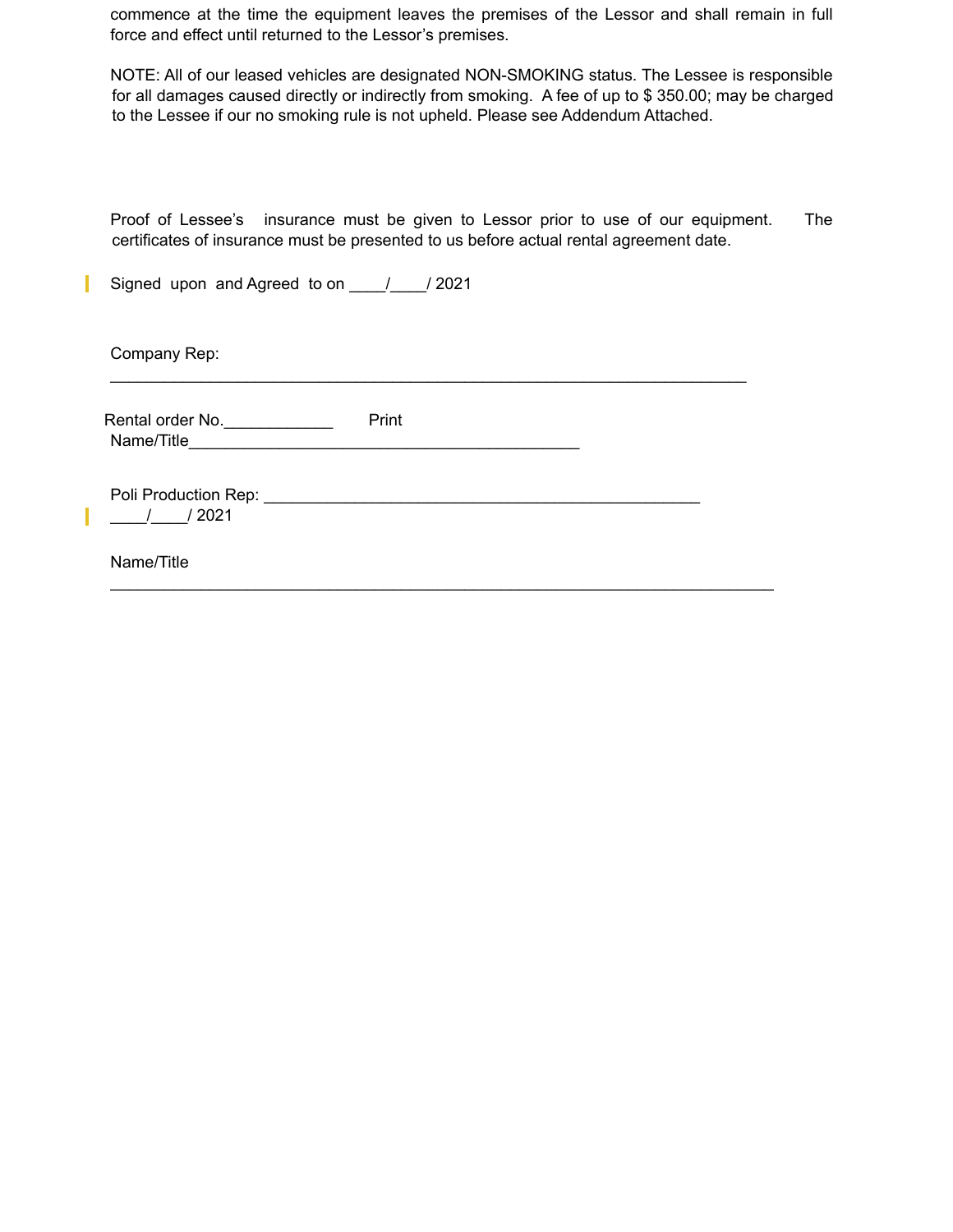commence at the time the equipment leaves the premises of the Lessor and shall remain in full force and effect until returned to the Lessor's premises.

NOTE: All of our leased vehicles are designated NON-SMOKING status. The Lessee is responsible for all damages caused directly or indirectly from smoking. A fee of up to $ 350.00; may be charged to the Lessee if our no smoking rule is not upheld. Please see Addendum Attached.

Proof of Lessee's insurance must be given to Lessor prior to use of our equipment. The certificates of insurance must be presented to us before actual rental agreement date.

Signed upon and Agreed to on ____/____/ 2021

Company Rep:

_________________________________________________________________________

Rental order No.____________ Print Name/Title_____________________________________________

Poli Production Rep: __________________________________________________
____/____/ 2021

Name/Title

___________________________________________________________________________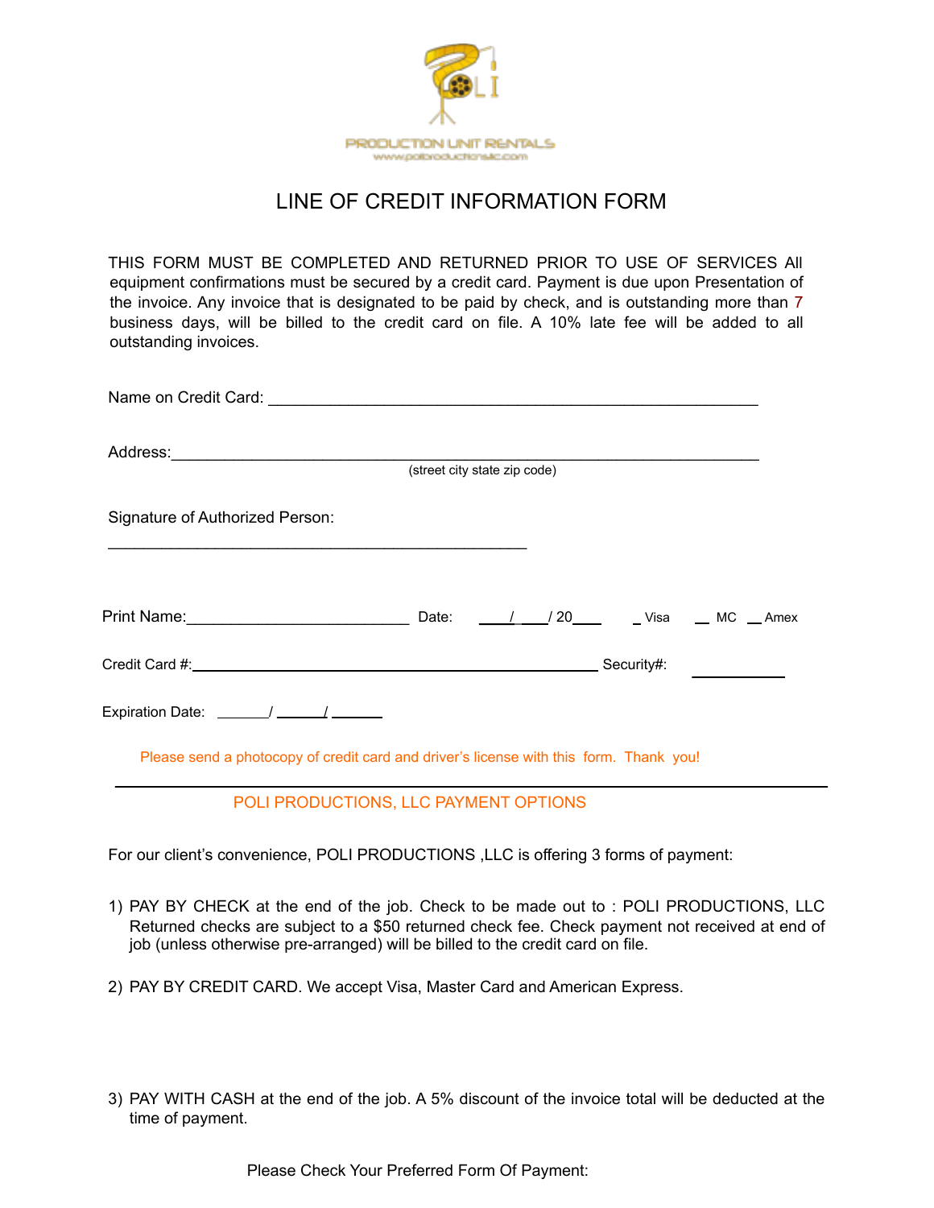PRODUCTION UNIT RENTALS

www.poliproductionsllc.com

# LINE OF CREDIT INFORMATION FORM

THIS FORM MUST BE COMPLETED AND RETURNED PRIOR TO USE OF SERVICES All equipment confirmations must be secured by a credit card. Payment is due upon Presentation of the invoice. Any invoice that is designated to be paid by check, and is outstanding more than 7 business days, will be billed to the credit card on file. A 10% late fee will be added to all outstanding invoices.

Name on Credit Card: ________________________________________________________

Address:__________________________________________________________________
(street city state zip code)

Signature of Authorized Person:

________________________________________________

Print Name:_________________________ Date: ____/ ____/ 20___ _ Visa __ MC __ Amex

Credit Card #:______________________________________________ Security#: __________

Expiration Date: ______/ ______/ ______

Please send a photocopy of credit card and driver's license with this form. Thank you!

---

## POLI PRODUCTIONS, LLC PAYMENT OPTIONS

For our client's convenience, POLI PRODUCTIONS ,LLC is offering 3 forms of payment:

1) PAY BY CHECK at the end of the job. Check to be made out to : POLI PRODUCTIONS, LLC Returned checks are subject to a $50 returned check fee. Check payment not received at end of job (unless otherwise pre-arranged) will be billed to the credit card on file.

2) PAY BY CREDIT CARD. We accept Visa, Master Card and American Express.

3) PAY WITH CASH at the end of the job. A 5% discount of the invoice total will be deducted at the time of payment.

Please Check Your Preferred Form Of Payment: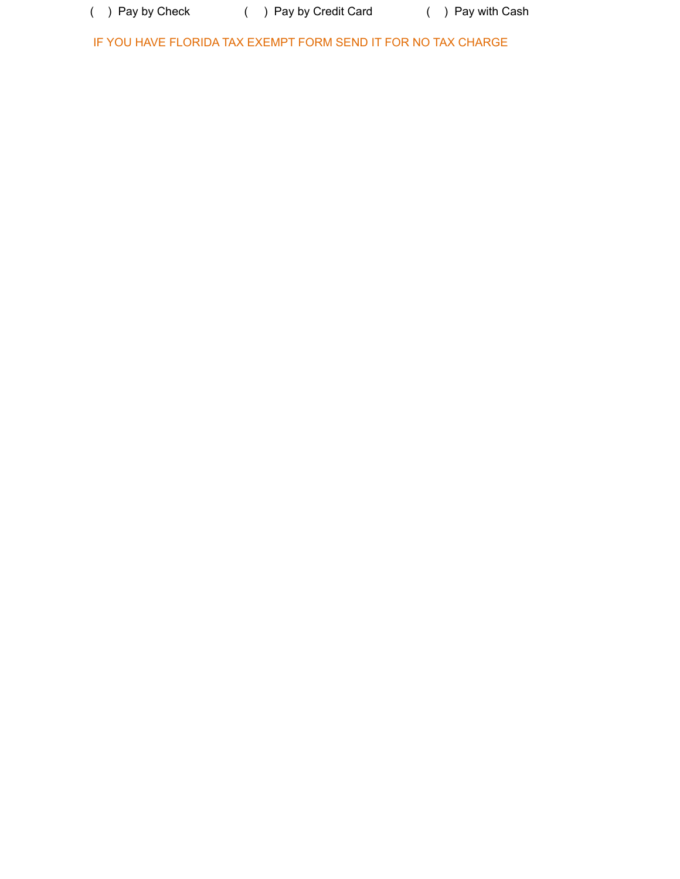(  ) Pay by Check (  ) Pay by Credit Card (  ) Pay with Cash

IF YOU HAVE FLORIDA TAX EXEMPT FORM SEND IT FOR NO TAX CHARGE